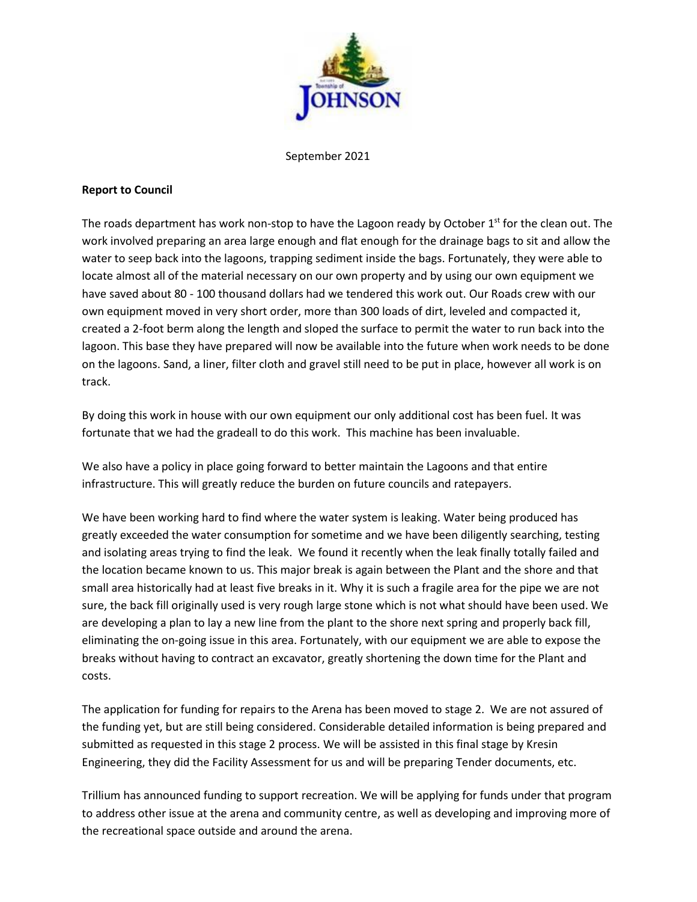September 2021

**Report to Council**

The roads department has work non-stop to have the Lagoon ready by October 1st for the clean out. The work involved preparing an area large enough and flat enough for the drainage bags to sit and allow the water to seep back into the lagoons, trapping sediment inside the bags. Fortunately, they were able to locate almost all of the material necessary on our own property and by using our own equipment we have saved about 80 - 100 thousand dollars had we tendered this work out. Our Roads crew with our own equipment moved in very short order, more than 300 loads of dirt, leveled and compacted it, created a 2-foot berm along the length and sloped the surface to permit the water to run back into the lagoon. This base they have prepared will now be available into the future when work needs to be done on the lagoons. Sand, a liner, filter cloth and gravel still need to be put in place, however all work is on track.

By doing this work in house with our own equipment our only additional cost has been fuel. It was fortunate that we had the gradeall to do this work. This machine has been invaluable.

We also have a policy in place going forward to better maintain the Lagoons and that entire infrastructure. This will greatly reduce the burden on future councils and ratepayers.

We have been working hard to find where the water system is leaking. Water being produced has greatly exceeded the water consumption for sometime and we have been diligently searching, testing and isolating areas trying to find the leak. We found it recently when the leak finally totally failed and the location became known to us. This major break is again between the Plant and the shore and that small area historically had at least five breaks in it. Why it is such a fragile area for the pipe we are not sure, the back fill originally used is very rough large stone which is not what should have been used. We are developing a plan to lay a new line from the plant to the shore next spring and properly back fill, eliminating the on-going issue in this area. Fortunately, with our equipment we are able to expose the breaks without having to contract an excavator, greatly shortening the down time for the Plant and costs.

The application for funding for repairs to the Arena has been moved to stage 2. We are not assured of the funding yet, but are still being considered. Considerable detailed information is being prepared and submitted as requested in this stage 2 process. We will be assisted in this final stage by Kresin Engineering, they did the Facility Assessment for us and will be preparing Tender documents, etc.

Trillium has announced funding to support recreation. We will be applying for funds under that program to address other issue at the arena and community centre, as well as developing and improving more of the recreational space outside and around the arena.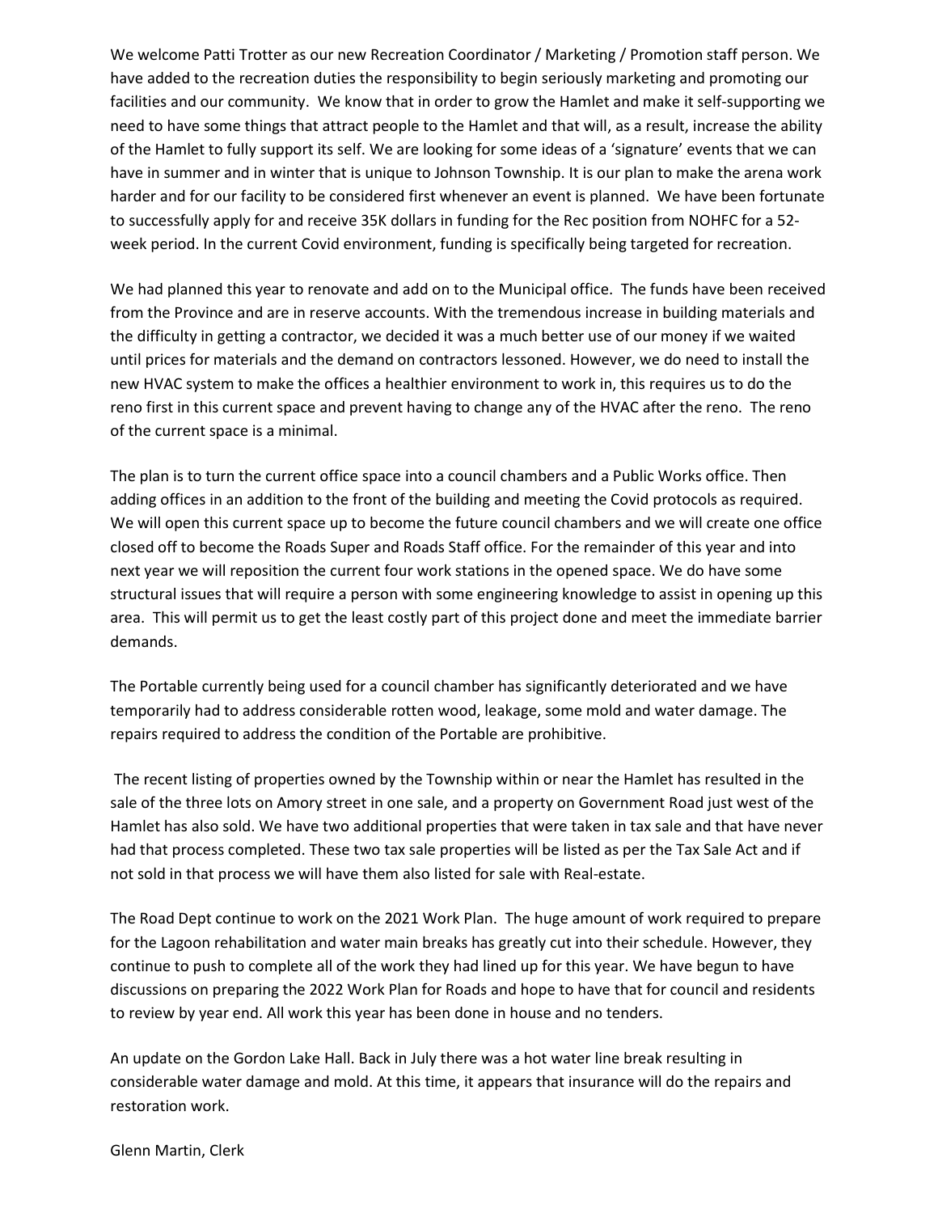We welcome Patti Trotter as our new Recreation Coordinator / Marketing / Promotion staff person. We have added to the recreation duties the responsibility to begin seriously marketing and promoting our facilities and our community. We know that in order to grow the Hamlet and make it self-supporting we need to have some things that attract people to the Hamlet and that will, as a result, increase the ability of the Hamlet to fully support its self. We are looking for some ideas of a 'signature' events that we can have in summer and in winter that is unique to Johnson Township. It is our plan to make the arena work harder and for our facility to be considered first whenever an event is planned. We have been fortunate to successfully apply for and receive 35K dollars in funding for the Rec position from NOHFC for a 52-week period. In the current Covid environment, funding is specifically being targeted for recreation.

We had planned this year to renovate and add on to the Municipal office. The funds have been received from the Province and are in reserve accounts. With the tremendous increase in building materials and the difficulty in getting a contractor, we decided it was a much better use of our money if we waited until prices for materials and the demand on contractors lessoned. However, we do need to install the new HVAC system to make the offices a healthier environment to work in, this requires us to do the reno first in this current space and prevent having to change any of the HVAC after the reno. The reno of the current space is a minimal.

The plan is to turn the current office space into a council chambers and a Public Works office. Then adding offices in an addition to the front of the building and meeting the Covid protocols as required. We will open this current space up to become the future council chambers and we will create one office closed off to become the Roads Super and Roads Staff office. For the remainder of this year and into next year we will reposition the current four work stations in the opened space. We do have some structural issues that will require a person with some engineering knowledge to assist in opening up this area. This will permit us to get the least costly part of this project done and meet the immediate barrier demands.

The Portable currently being used for a council chamber has significantly deteriorated and we have temporarily had to address considerable rotten wood, leakage, some mold and water damage. The repairs required to address the condition of the Portable are prohibitive.

The recent listing of properties owned by the Township within or near the Hamlet has resulted in the sale of the three lots on Amory street in one sale, and a property on Government Road just west of the Hamlet has also sold. We have two additional properties that were taken in tax sale and that have never had that process completed. These two tax sale properties will be listed as per the Tax Sale Act and if not sold in that process we will have them also listed for sale with Real-estate.

The Road Dept continue to work on the 2021 Work Plan. The huge amount of work required to prepare for the Lagoon rehabilitation and water main breaks has greatly cut into their schedule. However, they continue to push to complete all of the work they had lined up for this year. We have begun to have discussions on preparing the 2022 Work Plan for Roads and hope to have that for council and residents to review by year end. All work this year has been done in house and no tenders.

An update on the Gordon Lake Hall. Back in July there was a hot water line break resulting in considerable water damage and mold. At this time, it appears that insurance will do the repairs and restoration work.

Glenn Martin, Clerk